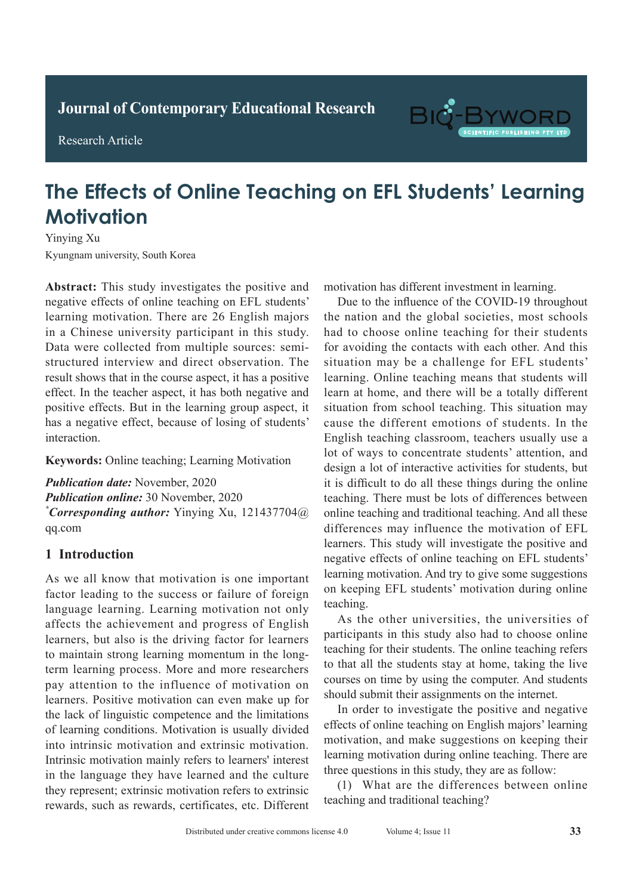Journal of Contemporary Educational Research

Research Article

# The Effects of Online Teaching on EFL Students' Learning Motivation

Yinying Xu

Kyungnam university, South Korea

**Abstract:** This study investigates the positive and negative effects of online teaching on EFL students' learning motivation. There are 26 English majors in a Chinese university participant in this study. Data were collected from multiple sources: semi-structured interview and direct observation. The result shows that in the course aspect, it has a positive effect. In the teacher aspect, it has both negative and positive effects. But in the learning group aspect, it has a negative effect, because of losing of students' interaction.

**Keywords:** Online teaching; Learning Motivation

***Publication date:*** November, 2020
***Publication online:*** 30 November, 2020
*\*Corresponding author:* Yinying Xu, 121437704@qq.com

## 1 Introduction

As we all know that motivation is one important factor leading to the success or failure of foreign language learning. Learning motivation not only affects the achievement and progress of English learners, but also is the driving factor for learners to maintain strong learning momentum in the long-term learning process. More and more researchers pay attention to the influence of motivation on learners. Positive motivation can even make up for the lack of linguistic competence and the limitations of learning conditions. Motivation is usually divided into intrinsic motivation and extrinsic motivation. Intrinsic motivation mainly refers to learners' interest in the language they have learned and the culture they represent; extrinsic motivation refers to extrinsic rewards, such as rewards, certificates, etc. Different motivation has different investment in learning.

Due to the influence of the COVID-19 throughout the nation and the global societies, most schools had to choose online teaching for their students for avoiding the contacts with each other. And this situation may be a challenge for EFL students' learning. Online teaching means that students will learn at home, and there will be a totally different situation from school teaching. This situation may cause the different emotions of students. In the English teaching classroom, teachers usually use a lot of ways to concentrate students' attention, and design a lot of interactive activities for students, but it is difficult to do all these things during the online teaching. There must be lots of differences between online teaching and traditional teaching. And all these differences may influence the motivation of EFL learners. This study will investigate the positive and negative effects of online teaching on EFL students' learning motivation. And try to give some suggestions on keeping EFL students' motivation during online teaching.

As the other universities, the universities of participants in this study also had to choose online teaching for their students. The online teaching refers to that all the students stay at home, taking the live courses on time by using the computer. And students should submit their assignments on the internet.

In order to investigate the positive and negative effects of online teaching on English majors' learning motivation, and make suggestions on keeping their learning motivation during online teaching. There are three questions in this study, they are as follow:

(1) What are the differences between online teaching and traditional teaching?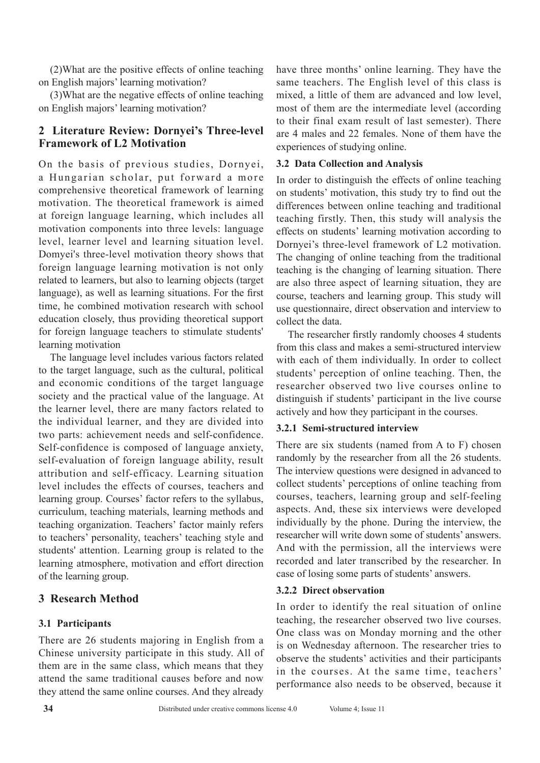(2)What are the positive effects of online teaching on English majors' learning motivation?

(3)What are the negative effects of online teaching on English majors' learning motivation?

## 2 Literature Review: Dornyei's Three-level Framework of L2 Motivation

On the basis of previous studies, Dornyei, a Hungarian scholar, put forward a more comprehensive theoretical framework of learning motivation. The theoretical framework is aimed at foreign language learning, which includes all motivation components into three levels: language level, learner level and learning situation level. Domyei's three-level motivation theory shows that foreign language learning motivation is not only related to learners, but also to learning objects (target language), as well as learning situations. For the first time, he combined motivation research with school education closely, thus providing theoretical support for foreign language teachers to stimulate students' learning motivation

The language level includes various factors related to the target language, such as the cultural, political and economic conditions of the target language society and the practical value of the language. At the learner level, there are many factors related to the individual learner, and they are divided into two parts: achievement needs and self-confidence. Self-confidence is composed of language anxiety, self-evaluation of foreign language ability, result attribution and self-efficacy. Learning situation level includes the effects of courses, teachers and learning group. Courses' factor refers to the syllabus, curriculum, teaching materials, learning methods and teaching organization. Teachers' factor mainly refers to teachers' personality, teachers' teaching style and students' attention. Learning group is related to the learning atmosphere, motivation and effort direction of the learning group.

## 3 Research Method

### 3.1 Participants

There are 26 students majoring in English from a Chinese university participate in this study. All of them are in the same class, which means that they attend the same traditional causes before and now they attend the same online courses. And they already have three months' online learning. They have the same teachers. The English level of this class is mixed, a little of them are advanced and low level, most of them are the intermediate level (according to their final exam result of last semester). There are 4 males and 22 females. None of them have the experiences of studying online.

### 3.2 Data Collection and Analysis

In order to distinguish the effects of online teaching on students' motivation, this study try to find out the differences between online teaching and traditional teaching firstly. Then, this study will analysis the effects on students' learning motivation according to Dornyei's three-level framework of L2 motivation. The changing of online teaching from the traditional teaching is the changing of learning situation. There are also three aspect of learning situation, they are course, teachers and learning group. This study will use questionnaire, direct observation and interview to collect the data.

The researcher firstly randomly chooses 4 students from this class and makes a semi-structured interview with each of them individually. In order to collect students' perception of online teaching. Then, the researcher observed two live courses online to distinguish if students' participant in the live course actively and how they participant in the courses.

#### 3.2.1 Semi-structured interview

There are six students (named from A to F) chosen randomly by the researcher from all the 26 students. The interview questions were designed in advanced to collect students' perceptions of online teaching from courses, teachers, learning group and self-feeling aspects. And, these six interviews were developed individually by the phone. During the interview, the researcher will write down some of students' answers. And with the permission, all the interviews were recorded and later transcribed by the researcher. In case of losing some parts of students' answers.

#### 3.2.2 Direct observation

In order to identify the real situation of online teaching, the researcher observed two live courses. One class was on Monday morning and the other is on Wednesday afternoon. The researcher tries to observe the students' activities and their participants in the courses. At the same time, teachers' performance also needs to be observed, because it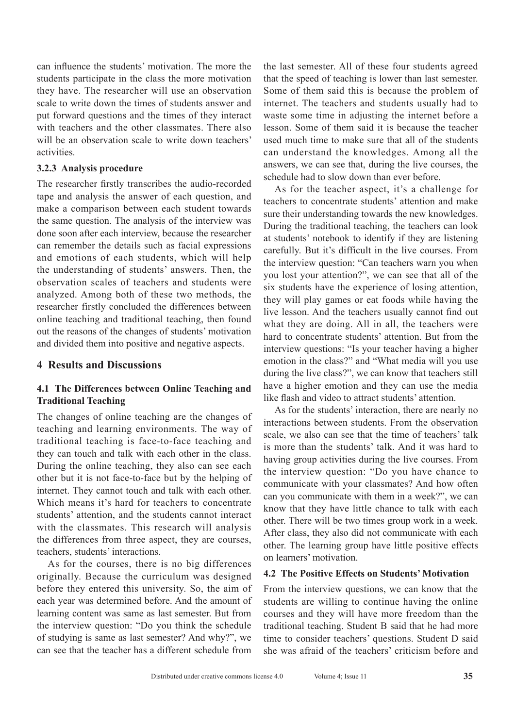can influence the students' motivation. The more the students participate in the class the more motivation they have. The researcher will use an observation scale to write down the times of students answer and put forward questions and the times of they interact with teachers and the other classmates. There also will be an observation scale to write down teachers' activities.

### 3.2.3 Analysis procedure

The researcher firstly transcribes the audio-recorded tape and analysis the answer of each question, and make a comparison between each student towards the same question. The analysis of the interview was done soon after each interview, because the researcher can remember the details such as facial expressions and emotions of each students, which will help the understanding of students' answers. Then, the observation scales of teachers and students were analyzed. Among both of these two methods, the researcher firstly concluded the differences between online teaching and traditional teaching, then found out the reasons of the changes of students' motivation and divided them into positive and negative aspects.

## 4 Results and Discussions

### 4.1 The Differences between Online Teaching and Traditional Teaching

The changes of online teaching are the changes of teaching and learning environments. The way of traditional teaching is face-to-face teaching and they can touch and talk with each other in the class. During the online teaching, they also can see each other but it is not face-to-face but by the helping of internet. They cannot touch and talk with each other. Which means it's hard for teachers to concentrate students' attention, and the students cannot interact with the classmates. This research will analysis the differences from three aspect, they are courses, teachers, students' interactions.

As for the courses, there is no big differences originally. Because the curriculum was designed before they entered this university. So, the aim of each year was determined before. And the amount of learning content was same as last semester. But from the interview question: "Do you think the schedule of studying is same as last semester? And why?", we can see that the teacher has a different schedule from the last semester. All of these four students agreed that the speed of teaching is lower than last semester. Some of them said this is because the problem of internet. The teachers and students usually had to waste some time in adjusting the internet before a lesson. Some of them said it is because the teacher used much time to make sure that all of the students can understand the knowledges. Among all the answers, we can see that, during the live courses, the schedule had to slow down than ever before.

As for the teacher aspect, it's a challenge for teachers to concentrate students' attention and make sure their understanding towards the new knowledges. During the traditional teaching, the teachers can look at students' notebook to identify if they are listening carefully. But it's difficult in the live courses. From the interview question: "Can teachers warn you when you lost your attention?", we can see that all of the six students have the experience of losing attention, they will play games or eat foods while having the live lesson. And the teachers usually cannot find out what they are doing. All in all, the teachers were hard to concentrate students' attention. But from the interview questions: "Is your teacher having a higher emotion in the class?" and "What media will you use during the live class?", we can know that teachers still have a higher emotion and they can use the media like flash and video to attract students' attention.

As for the students' interaction, there are nearly no interactions between students. From the observation scale, we also can see that the time of teachers' talk is more than the students' talk. And it was hard to having group activities during the live courses. From the interview question: "Do you have chance to communicate with your classmates? And how often can you communicate with them in a week?", we can know that they have little chance to talk with each other. There will be two times group work in a week. After class, they also did not communicate with each other. The learning group have little positive effects on learners' motivation.

### 4.2 The Positive Effects on Students' Motivation

From the interview questions, we can know that the students are willing to continue having the online courses and they will have more freedom than the traditional teaching. Student B said that he had more time to consider teachers' questions. Student D said she was afraid of the teachers' criticism before and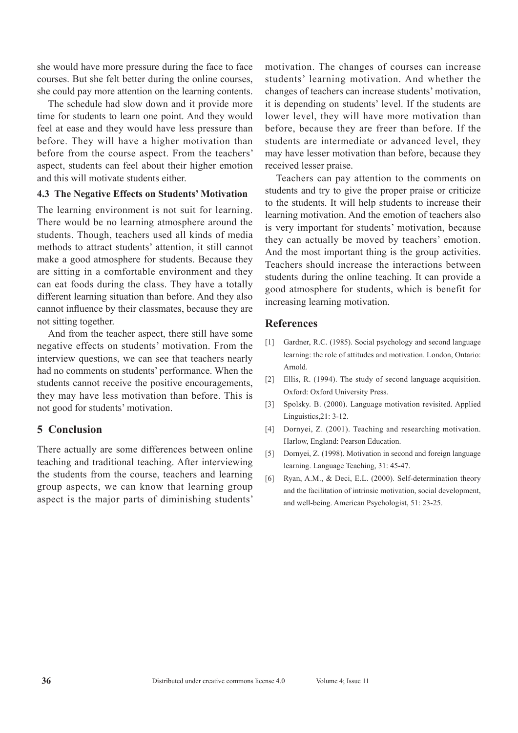she would have more pressure during the face to face courses. But she felt better during the online courses, she could pay more attention on the learning contents.

The schedule had slow down and it provide more time for students to learn one point. And they would feel at ease and they would have less pressure than before. They will have a higher motivation than before from the course aspect. From the teachers' aspect, students can feel about their higher emotion and this will motivate students either.

### 4.3 The Negative Effects on Students' Motivation

The learning environment is not suit for learning. There would be no learning atmosphere around the students. Though, teachers used all kinds of media methods to attract students' attention, it still cannot make a good atmosphere for students. Because they are sitting in a comfortable environment and they can eat foods during the class. They have a totally different learning situation than before. And they also cannot influence by their classmates, because they are not sitting together.

And from the teacher aspect, there still have some negative effects on students' motivation. From the interview questions, we can see that teachers nearly had no comments on students' performance. When the students cannot receive the positive encouragements, they may have less motivation than before. This is not good for students' motivation.

## 5 Conclusion

There actually are some differences between online teaching and traditional teaching. After interviewing the students from the course, teachers and learning group aspects, we can know that learning group aspect is the major parts of diminishing students' motivation. The changes of courses can increase students' learning motivation. And whether the changes of teachers can increase students' motivation, it is depending on students' level. If the students are lower level, they will have more motivation than before, because they are freer than before. If the students are intermediate or advanced level, they may have lesser motivation than before, because they received lesser praise.

Teachers can pay attention to the comments on students and try to give the proper praise or criticize to the students. It will help students to increase their learning motivation. And the emotion of teachers also is very important for students' motivation, because they can actually be moved by teachers' emotion. And the most important thing is the group activities. Teachers should increase the interactions between students during the online teaching. It can provide a good atmosphere for students, which is benefit for increasing learning motivation.

## References

[1] Gardner, R.C. (1985). Social psychology and second language learning: the role of attitudes and motivation. London, Ontario: Arnold.

[2] Ellis, R. (1994). The study of second language acquisition. Oxford: Oxford University Press.

[3] Spolsky. B. (2000). Language motivation revisited. Applied Linguistics,21: 3-12.

[4] Dornyei, Z. (2001). Teaching and researching motivation. Harlow, England: Pearson Education.

[5] Dornyei, Z. (1998). Motivation in second and foreign language learning. Language Teaching, 31: 45-47.

[6] Ryan, A.M., & Deci, E.L. (2000). Self-determination theory and the facilitation of intrinsic motivation, social development, and well-being. American Psychologist, 51: 23-25.